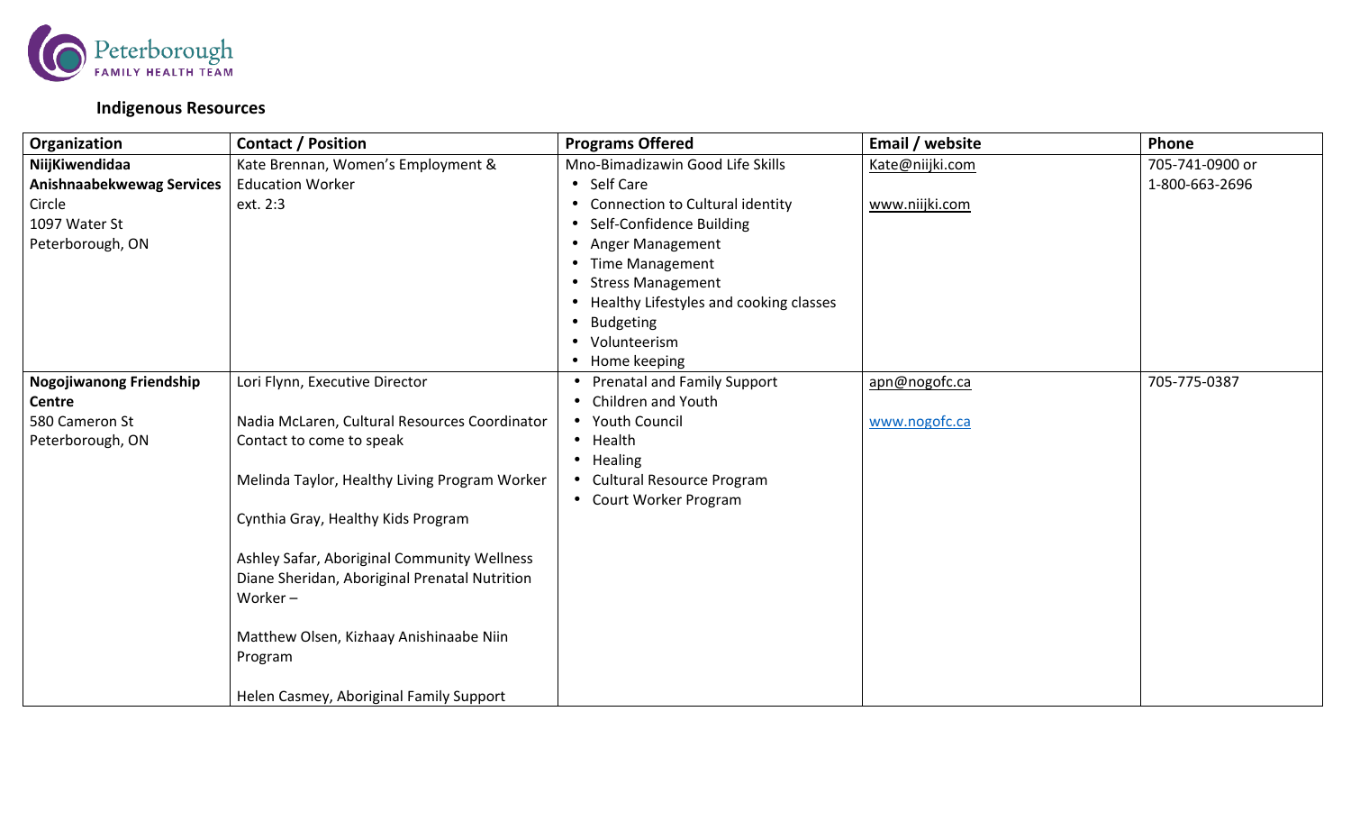Peterborough FAMILY HEALTH TEAM

## Indigenous Resources

| Organization | Contact / Position | Programs Offered | Email / website | Phone |
|---|---|---|---|---|
| **NiijKiwendidaa Anishnaabekwewag Services** Circle<br>1097 Water St<br>Peterborough, ON | Kate Brennan, Women's Employment & Education Worker<br>ext. 2:3 | Mno-Bimadizawin Good Life Skills<br>• Self Care<br>• Connection to Cultural identity<br>• Self-Confidence Building<br>• Anger Management<br>• Time Management<br>• Stress Management<br>• Healthy Lifestyles and cooking classes<br>• Budgeting<br>• Volunteerism<br>• Home keeping | Kate@niijki.com<br><br>www.niijki.com | 705-741-0900 or<br>1-800-663-2696 |
| **Nogojiwanong Friendship Centre**<br>580 Cameron St<br>Peterborough, ON | Lori Flynn, Executive Director<br><br>Nadia McLaren, Cultural Resources Coordinator<br>Contact to come to speak<br><br>Melinda Taylor, Healthy Living Program Worker<br><br>Cynthia Gray, Healthy Kids Program<br><br>Ashley Safar, Aboriginal Community Wellness<br>Diane Sheridan, Aboriginal Prenatal Nutrition Worker –<br><br>Matthew Olsen, Kizhaay Anishinaabe Niin Program<br><br>Helen Casmey, Aboriginal Family Support | • Prenatal and Family Support<br>• Children and Youth<br>• Youth Council<br>• Health<br>• Healing<br>• Cultural Resource Program<br>• Court Worker Program | apn@nogofc.ca<br><br>www.nogofc.ca | 705-775-0387 |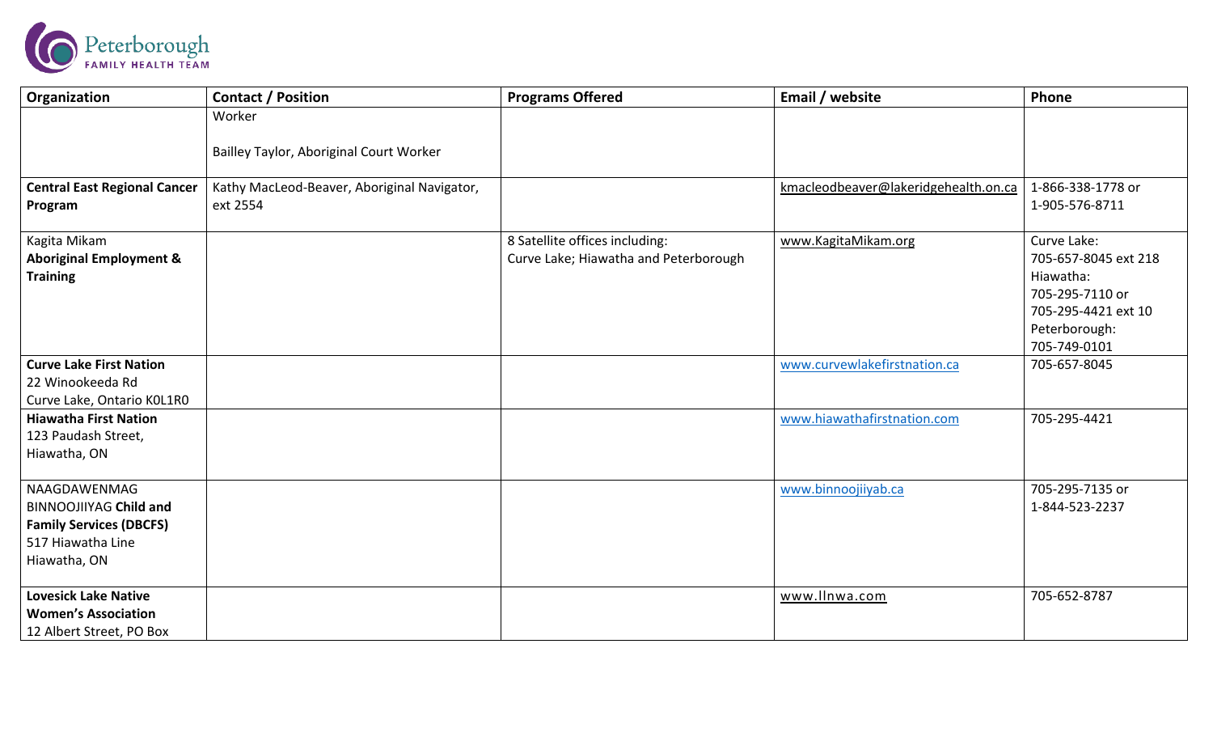| Organization | Contact / Position | Programs Offered | Email / website | Phone |
|---|---|---|---|---|
| | Worker<br><br>Bailley Taylor, Aboriginal Court Worker | | | |
| **Central East Regional Cancer Program** | Kathy MacLeod-Beaver, Aboriginal Navigator, ext 2554 | | kmacleodbeaver@lakeridgehealth.on.ca | 1-866-338-1778 or 1-905-576-8711 |
| Kagita Mikam **Aboriginal Employment & Training** | | 8 Satellite offices including: Curve Lake; Hiawatha and Peterborough | www.KagitaMikam.org | Curve Lake: 705-657-8045 ext 218<br>Hiawatha: 705-295-7110 or 705-295-4421 ext 10<br>Peterborough: 705-749-0101 |
| **Curve Lake First Nation**<br>22 Winookeeda Rd<br>Curve Lake, Ontario K0L1R0 | | | www.curvewlakefirstnation.ca | 705-657-8045 |
| **Hiawatha First Nation**<br>123 Paudash Street, Hiawatha, ON | | | www.hiawathafirstnation.com | 705-295-4421 |
| NAAGDAWENMAG BINNOOJIIYAG **Child and Family Services (DBCFS)**<br>517 Hiawatha Line<br>Hiawatha, ON | | | www.binnoojiiyab.ca | 705-295-7135 or 1-844-523-2237 |
| **Lovesick Lake Native Women's Association**<br>12 Albert Street, PO Box | | | www.llnwa.com | 705-652-8787 |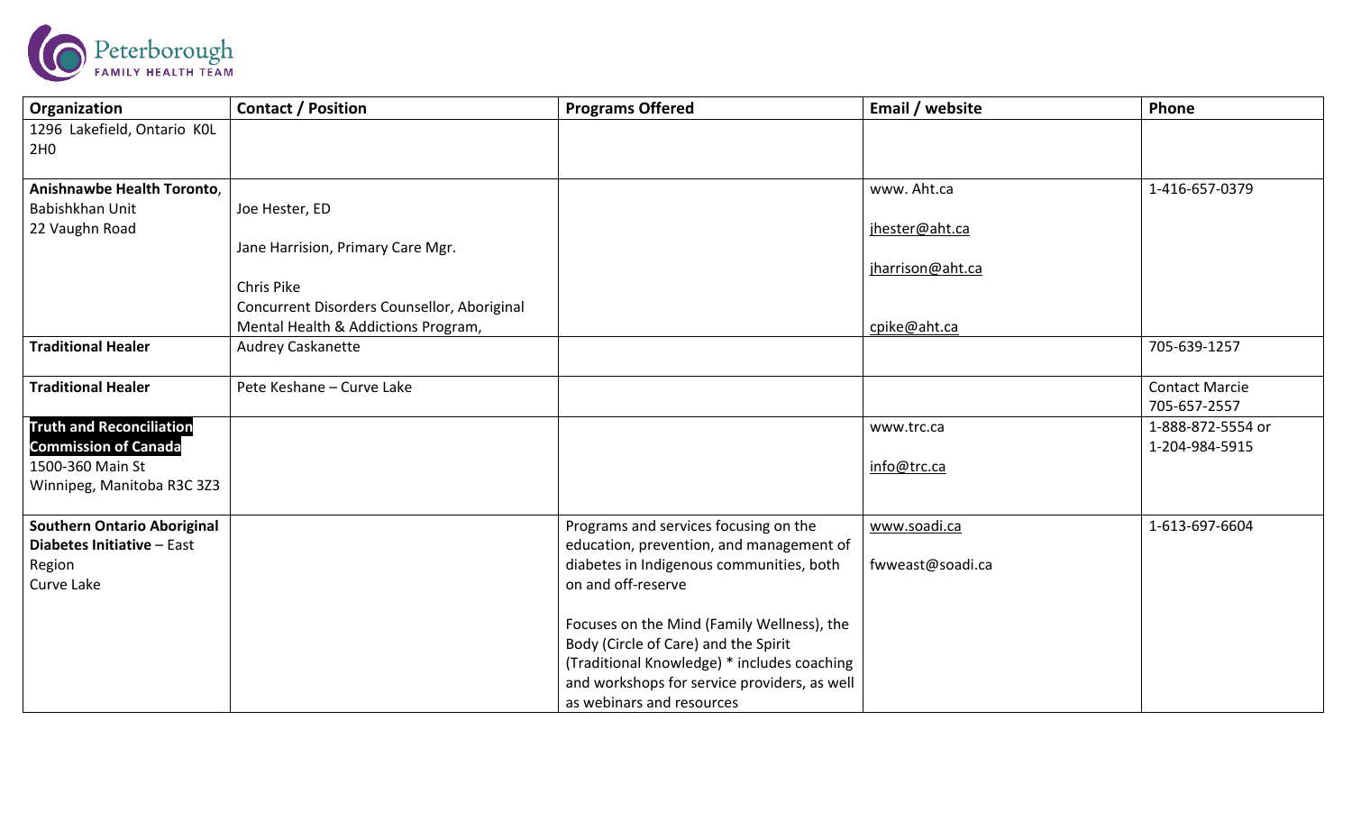| Organization | Contact / Position | Programs Offered | Email / website | Phone |
|---|---|---|---|---|
| 1296 Lakefield, Ontario K0L 2H0 | | | | |
| **Anishnawbe Health Toronto**, Babishkhan Unit 22 Vaughn Road | Joe Hester, ED<br><br>Jane Harrision, Primary Care Mgr.<br><br>Chris Pike<br>Concurrent Disorders Counsellor, Aboriginal Mental Health & Addictions Program, | | www. Aht.ca<br><br>jhester@aht.ca<br><br>jharrison@aht.ca<br><br>cpike@aht.ca | 1-416-657-0379 |
| **Traditional Healer** | Audrey Caskanette | | | 705-639-1257 |
| **Traditional Healer** | Pete Keshane – Curve Lake | | | Contact Marcie 705-657-2557 |
| **Truth and Reconciliation Commission of Canada**<br>1500-360 Main St<br>Winnipeg, Manitoba R3C 3Z3 | | | www.trc.ca<br><br>info@trc.ca | 1-888-872-5554 or 1-204-984-5915 |
| **Southern Ontario Aboriginal Diabetes Initiative** – East Region<br>Curve Lake | | Programs and services focusing on the education, prevention, and management of diabetes in Indigenous communities, both on and off-reserve<br><br>Focuses on the Mind (Family Wellness), the Body (Circle of Care) and the Spirit (Traditional Knowledge) * includes coaching and workshops for service providers, as well as webinars and resources | www.soadi.ca<br><br>fwweast@soadi.ca | 1-613-697-6604 |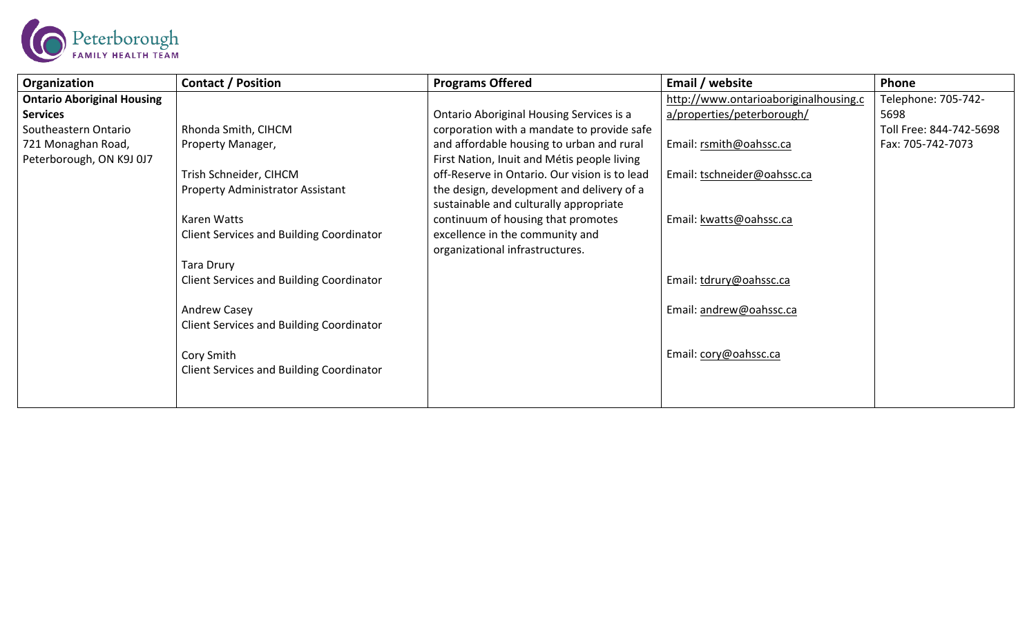| Organization | Contact / Position | Programs Offered | Email / website | Phone |
|---|---|---|---|---|
| **Ontario Aboriginal Housing Services**<br>Southeastern Ontario<br>721 Monaghan Road,<br>Peterborough, ON K9J 0J7 | Rhonda Smith, CIHCM<br>Property Manager,<br><br>Trish Schneider, CIHCM<br>Property Administrator Assistant<br><br>Karen Watts<br>Client Services and Building Coordinator<br><br>Tara Drury<br>Client Services and Building Coordinator<br><br>Andrew Casey<br>Client Services and Building Coordinator<br><br>Cory Smith<br>Client Services and Building Coordinator | Ontario Aboriginal Housing Services is a corporation with a mandate to provide safe and affordable housing to urban and rural First Nation, Inuit and Métis people living off-Reserve in Ontario. Our vision is to lead the design, development and delivery of a sustainable and culturally appropriate continuum of housing that promotes excellence in the community and organizational infrastructures. | http://www.ontarioaboriginalhousing.ca/properties/peterborough/<br><br>Email: rsmith@oahssc.ca<br><br>Email: tschneider@oahssc.ca<br><br>Email: kwatts@oahssc.ca<br><br>Email: tdrury@oahssc.ca<br><br>Email: andrew@oahssc.ca<br><br>Email: cory@oahssc.ca | Telephone: 705-742-5698<br>Toll Free: 844-742-5698<br>Fax: 705-742-7073 |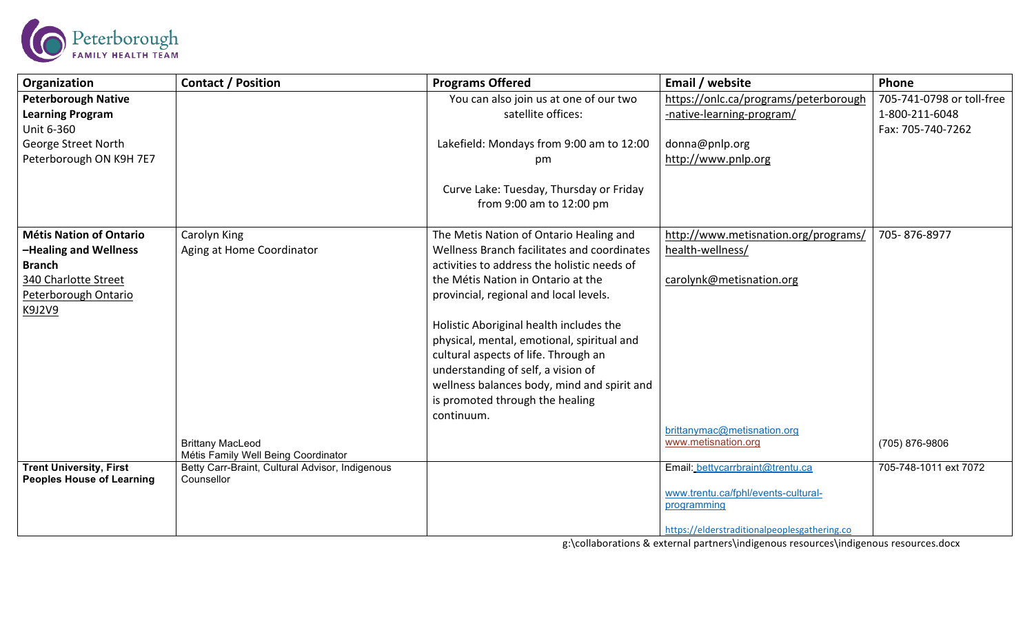| Organization | Contact / Position | Programs Offered | Email / website | Phone |
|---|---|---|---|---|
| **Peterborough Native Learning Program** Unit 6-360 George Street North Peterborough ON K9H 7E7 | | You can also join us at one of our two satellite offices: Lakefield: Mondays from 9:00 am to 12:00 pm Curve Lake: Tuesday, Thursday or Friday from 9:00 am to 12:00 pm | https://onlc.ca/programs/peterborough-native-learning-program/ donna@pnlp.org http://www.pnlp.org | 705-741-0798 or toll-free 1-800-211-6048 Fax: 705-740-7262 |
| **Métis Nation of Ontario –Healing and Wellness Branch** 340 Charlotte Street Peterborough Ontario K9J2V9 | Carolyn King Aging at Home Coordinator | The Metis Nation of Ontario Healing and Wellness Branch facilitates and coordinates activities to address the holistic needs of the Métis Nation in Ontario at the provincial, regional and local levels. Holistic Aboriginal health includes the physical, mental, emotional, spiritual and cultural aspects of life. Through an understanding of self, a vision of wellness balances body, mind and spirit and is promoted through the healing continuum. | http://www.metisnation.org/programs/health-wellness/ carolynk@metisnation.org | 705- 876-8977 |
| | Brittany MacLeod Métis Family Well Being Coordinator | | brittanymac@metisnation.org www.metisnation.org | (705) 876-9806 |
| **Trent University, First Peoples House of Learning** | Betty Carr-Braint, Cultural Advisor, Indigenous Counsellor | | Email: bettycarrbraint@trentu.ca www.trentu.ca/fphl/events-cultural-programming https://elderstraditionalpeoplesgathering.co | 705-748-1011 ext 7072 |

g:\collaborations & external partners\indigenous resources\indigenous resources.docx